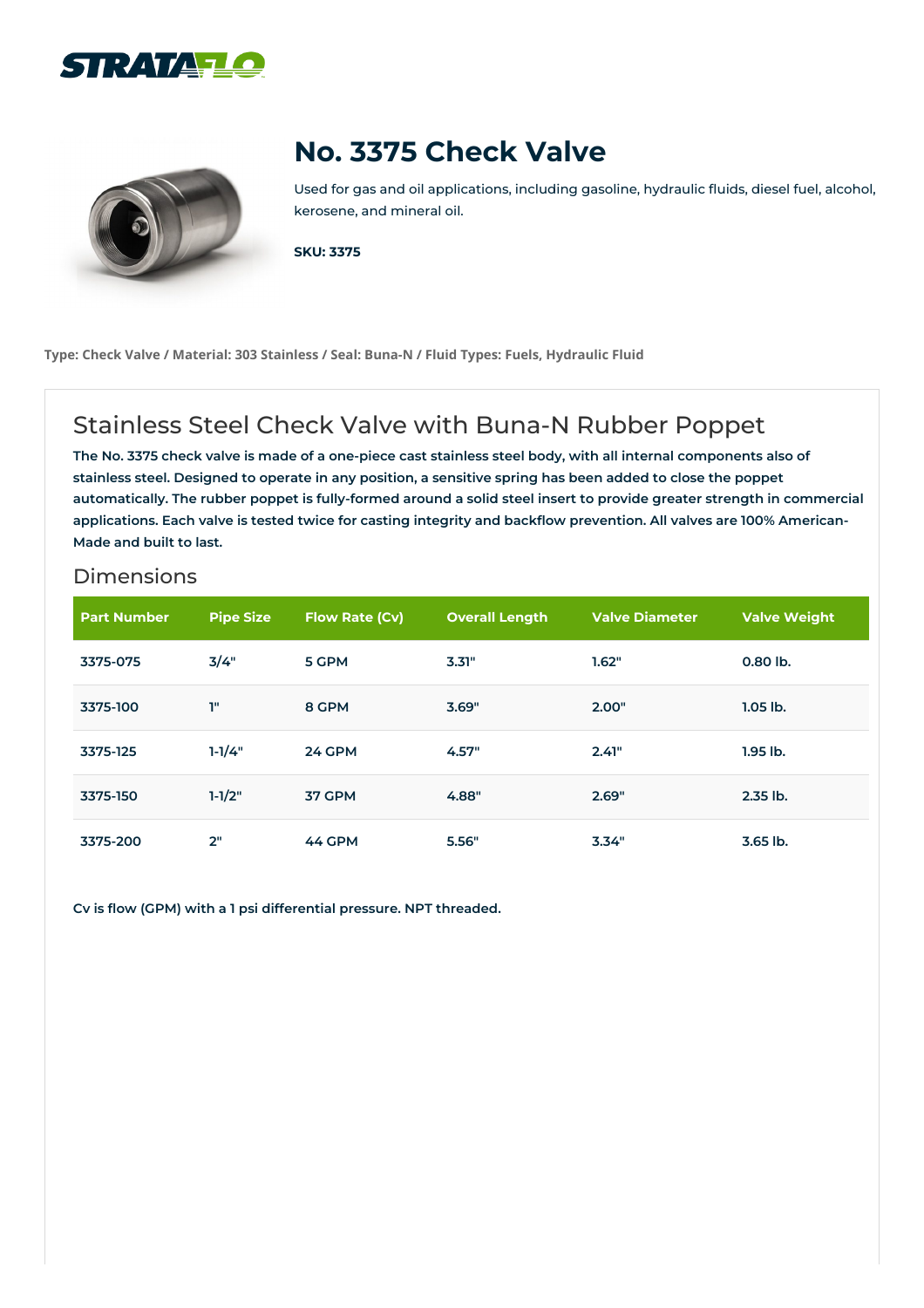STRATAFLO

# No. 3375 Check Valve

Used for gas and oil applications, including gasoline, hydraulic fluids, diesel fuel, alcohol, kerosene, and mineral oil.

**SKU: 3375**

**Type: Check Valve / Material: 303 Stainless / Seal: Buna-N / Fluid Types: Fuels, Hydraulic Fluid**

## Stainless Steel Check Valve with Buna-N Rubber Poppet

**The No. 3375 check valve is made of a one-piece cast stainless steel body, with all internal components also of stainless steel. Designed to operate in any position, a sensitive spring has been added to close the poppet automatically. The rubber poppet is fully-formed around a solid steel insert to provide greater strength in commercial applications. Each valve is tested twice for casting integrity and backflow prevention. All valves are 100% American-Made and built to last.**

### Dimensions

| Part Number | Pipe Size | Flow Rate (Cv) | Overall Length | Valve Diameter | Valve Weight |
|---|---|---|---|---|---|
| 3375-075 | 3/4" | 5 GPM | 3.31" | 1.62" | 0.80 lb. |
| 3375-100 | 1" | 8 GPM | 3.69" | 2.00" | 1.05 lb. |
| 3375-125 | 1-1/4" | 24 GPM | 4.57" | 2.41" | 1.95 lb. |
| 3375-150 | 1-1/2" | 37 GPM | 4.88" | 2.69" | 2.35 lb. |
| 3375-200 | 2" | 44 GPM | 5.56" | 3.34" | 3.65 lb. |

**Cv is flow (GPM) with a 1 psi differential pressure. NPT threaded.**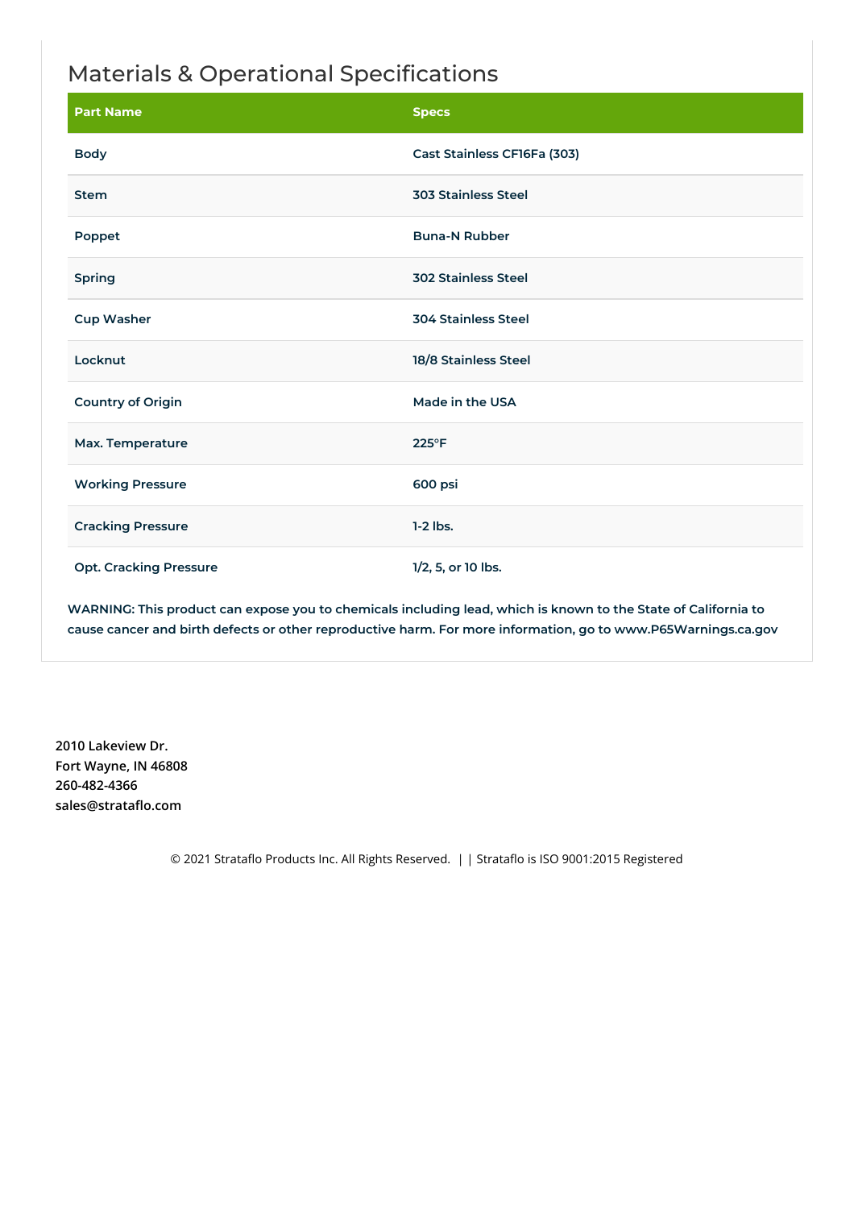## Materials & Operational Specifications

| Part Name | Specs |
|---|---|
| Body | Cast Stainless CF16Fa (303) |
| Stem | 303 Stainless Steel |
| Poppet | Buna-N Rubber |
| Spring | 302 Stainless Steel |
| Cup Washer | 304 Stainless Steel |
| Locknut | 18/8 Stainless Steel |
| Country of Origin | Made in the USA |
| Max. Temperature | 225°F |
| Working Pressure | 600 psi |
| Cracking Pressure | 1-2 lbs. |
| Opt. Cracking Pressure | 1/2, 5, or 10 lbs. |

**WARNING: This product can expose you to chemicals including lead, which is known to the State of California to cause cancer and birth defects or other reproductive harm. For more information, go to www.P65Warnings.ca.gov**

**2010 Lakeview Dr.**
**Fort Wayne, IN 46808**
**260-482-4366**
**sales@strataflo.com**

© 2021 Strataflo Products Inc. All Rights Reserved. | | Strataflo is ISO 9001:2015 Registered